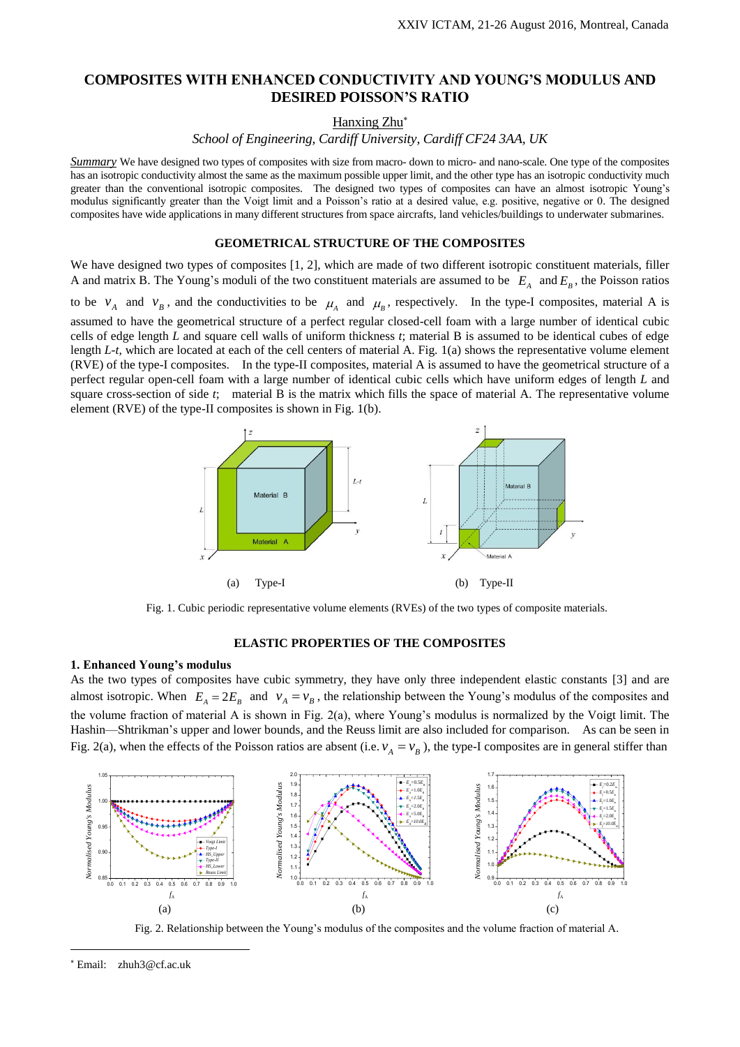# COMPOSITES WITH ENHANCED CONDUCTIVITY AND YOUNG'S MODULUS AND DESIRED POISSON'S RATIO

Hanxing Zhu[*]

*School of Engineering, Cardiff University, Cardiff CF24 3AA, UK*

*Summary* We have designed two types of composites with size from macro- down to micro- and nano-scale. One type of the composites has an isotropic conductivity almost the same as the maximum possible upper limit, and the other type has an isotropic conductivity much greater than the conventional isotropic composites. The designed two types of composites can have an almost isotropic Young's modulus significantly greater than the Voigt limit and a Poisson's ratio at a desired value, e.g. positive, negative or 0. The designed composites have wide applications in many different structures from space aircrafts, land vehicles/buildings to underwater submarines.

## GEOMETRICAL STRUCTURE OF THE COMPOSITES

We have designed two types of composites [1, 2], which are made of two different isotropic constituent materials, filler A and matrix B. The Young's moduli of the two constituent materials are assumed to be $E_A$ and $E_B$, the Poisson ratios to be $\nu_A$ and $\nu_B$, and the conductivities to be $\mu_A$ and $\mu_B$, respectively. In the type-I composites, material A is assumed to have the geometrical structure of a perfect regular closed-cell foam with a large number of identical cubic cells of edge length *L* and square cell walls of uniform thickness *t*; material B is assumed to be identical cubes of edge length *L-t*, which are located at each of the cell centers of material A. Fig. 1(a) shows the representative volume element (RVE) of the type-I composites. In the type-II composites, material A is assumed to have the geometrical structure of a perfect regular open-cell foam with a large number of identical cubic cells which have uniform edges of length *L* and square cross-section of side *t*; material B is the matrix which fills the space of material A. The representative volume element (RVE) of the type-II composites is shown in Fig. 1(b).

(a) Type-I (b) Type-II

Fig. 1. Cubic periodic representative volume elements (RVEs) of the two types of composite materials.

## ELASTIC PROPERTIES OF THE COMPOSITES

### 1. Enhanced Young's modulus

As the two types of composites have cubic symmetry, they have only three independent elastic constants [3] and are almost isotropic. When $E_A = 2E_B$ and $\nu_A = \nu_B$, the relationship between the Young's modulus of the composites and the volume fraction of material A is shown in Fig. 2(a), where Young's modulus is normalized by the Voigt limit. The Hashin—Shtrikman's upper and lower bounds, and the Reuss limit are also included for comparison. As can be seen in Fig. 2(a), when the effects of the Poisson ratios are absent (i.e. $\nu_A = \nu_B$), the type-I composites are in general stiffer than

(a) (b) (c)

Fig. 2. Relationship between the Young's modulus of the composites and the volume fraction of material A.

[*] Email: zhuh3@cf.ac.uk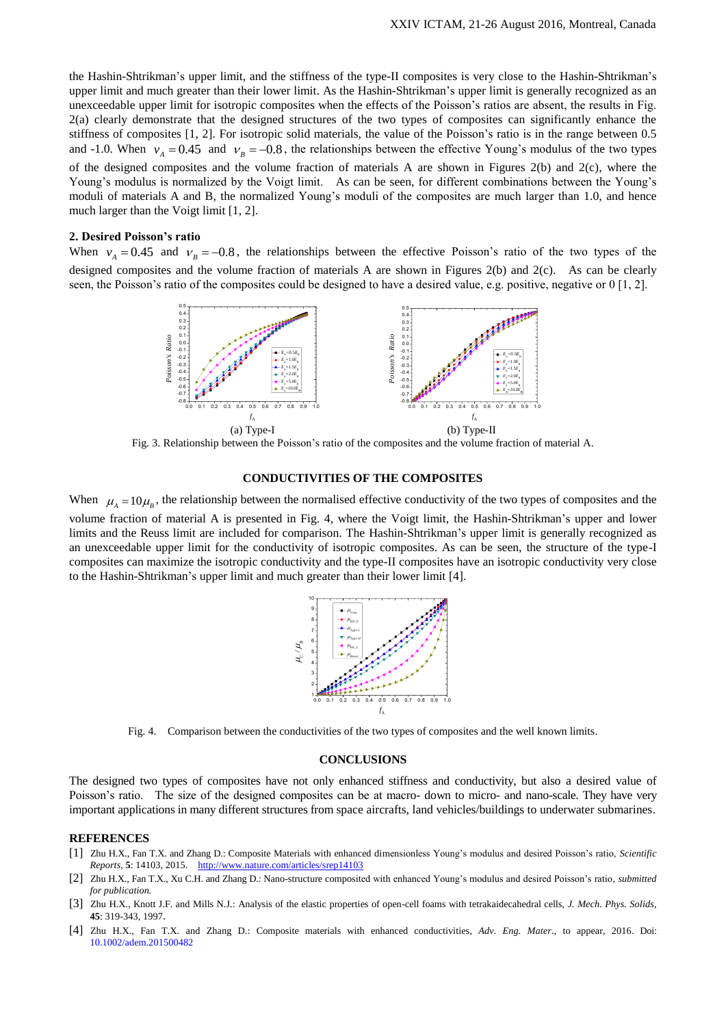the Hashin-Shtrikman's upper limit, and the stiffness of the type-II composites is very close to the Hashin-Shtrikman's upper limit and much greater than their lower limit. As the Hashin-Shtrikman's upper limit is generally recognized as an unexceedable upper limit for isotropic composites when the effects of the Poisson's ratios are absent, the results in Fig. 2(a) clearly demonstrate that the designed structures of the two types of composites can significantly enhance the stiffness of composites [1, 2]. For isotropic solid materials, the value of the Poisson's ratio is in the range between 0.5 and -1.0. When $v_A = 0.45$ and $v_B = -0.8$, the relationships between the effective Young's modulus of the two types of the designed composites and the volume fraction of materials A are shown in Figures 2(b) and 2(c), where the Young's modulus is normalized by the Voigt limit. As can be seen, for different combinations between the Young's moduli of materials A and B, the normalized Young's moduli of the composites are much larger than 1.0, and hence much larger than the Voigt limit [1, 2].

**2. Desired Poisson's ratio**

When $v_A = 0.45$ and $v_B = -0.8$, the relationships between the effective Poisson's ratio of the two types of the designed composites and the volume fraction of materials A are shown in Figures 2(b) and 2(c). As can be clearly seen, the Poisson's ratio of the composites could be designed to have a desired value, e.g. positive, negative or 0 [1, 2].

Poisson's Ratio
0.5
0.4
0.3
0.2
0.1
0.0
-0.1
-0.2
-0.3
-0.4
-0.5
-0.6
-0.7
-0.8
0.0 0.1 0.2 0.3 0.4 0.5 0.6 0.7 0.8 0.9 1.0
$f_A$
$E_A$=0.5$E_B$
$E_A$=1.0$E_B$
$E_A$=1.5$E_B$
$E_A$=2.0$E_B$
$E_A$=5.0$E_B$
$E_A$=10.0$E_B$

(a) Type-I

Poisson's Ratio
0.5
0.4
0.3
0.2
0.1
0.0
-0.1
-0.2
-0.3
-0.4
-0.5
-0.6
-0.7
-0.8
0.0 0.1 0.2 0.3 0.4 0.5 0.6 0.7 0.8 0.9 1.0
$f_A$
$E_A$=0.5$E_B$
$E_A$=1.0$E_B$
$E_A$=1.5$E_B$
$E_A$=2.0$E_B$
$E_A$=5.0$E_B$
$E_A$=10.0$E_B$

(b) Type-II

Fig. 3. Relationship between the Poisson's ratio of the composites and the volume fraction of material A.

## CONDUCTIVITIES OF THE COMPOSITES

When $\mu_A = 10\mu_B$, the relationship between the normalised effective conductivity of the two types of composites and the volume fraction of material A is presented in Fig. 4, where the Voigt limit, the Hashin-Shtrikman's upper and lower limits and the Reuss limit are included for comparison. The Hashin-Shtrikman's upper limit is generally recognized as an unexceedable upper limit for the conductivity of isotropic composites. As can be seen, the structure of the type-I composites can maximize the isotropic conductivity and the type-II composites have an isotropic conductivity very close to the Hashin-Shtrikman's upper limit and much greater than their lower limit [4].

$\mu_C / \mu_B$
10
9
8
7
6
5
4
3
2
1
0.0 0.1 0.2 0.3 0.4 0.5 0.6 0.7 0.8 0.9 1.0
$f_A$
$\mu_{Voigt}$
$\mu_{HS\_U}$
$\mu_{Type-I}$
$\mu_{Type-II}$
$\mu_{HS\_L}$
$\mu_{Reuss}$

Fig. 4. Comparison between the conductivities of the two types of composites and the well known limits.

## CONCLUSIONS

The designed two types of composites have not only enhanced stiffness and conductivity, but also a desired value of Poisson's ratio. The size of the designed composites can be at macro- down to micro- and nano-scale. They have very important applications in many different structures from space aircrafts, land vehicles/buildings to underwater submarines.

## REFERENCES

[1] Zhu H.X., Fan T.X. and Zhang D.: Composite Materials with enhanced dimensionless Young's modulus and desired Poisson's ratio, *Scientific Reports*, **5**: 14103, 2015. http://www.nature.com/articles/srep14103

[2] Zhu H.X., Fan T.X., Xu C.H. and Zhang D.: Nano-structure composited with enhanced Young's modulus and desired Poisson's ratio, *submitted for publication.*

[3] Zhu H.X., Knott J.F. and Mills N.J.: Analysis of the elastic properties of open-cell foams with tetrakaidecahedral cells, *J. Mech. Phys. Solids*, **45**: 319-343, 1997.

[4] Zhu H.X., Fan T.X. and Zhang D.: Composite materials with enhanced conductivities, *Adv. Eng. Mater*., to appear, 2016. Doi: 10.1002/adem.201500482